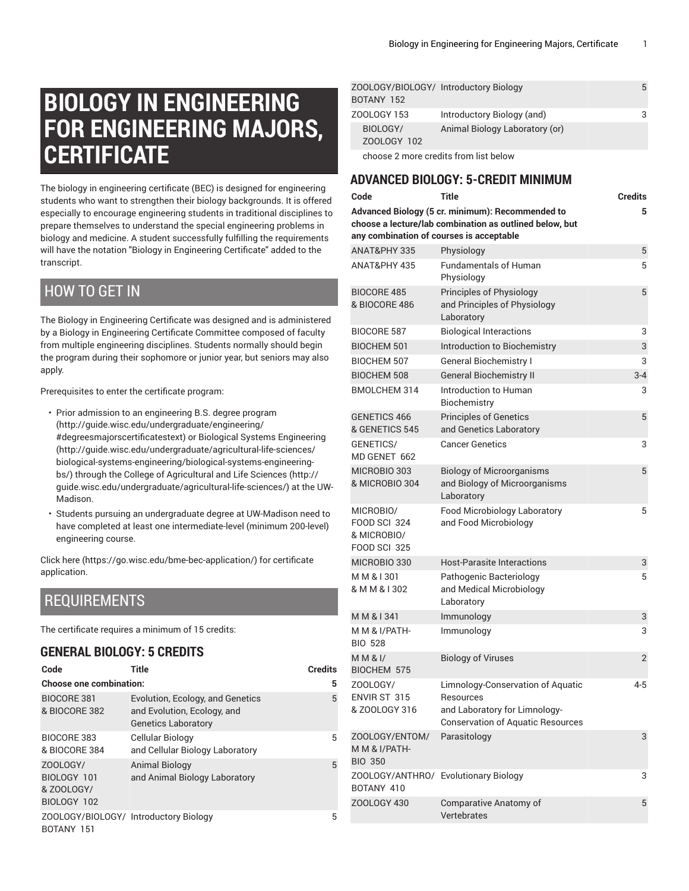# BIOLOGY IN ENGINEERING FOR ENGINEERING MAJORS, CERTIFICATE

The biology in engineering certificate (BEC) is designed for engineering students who want to strengthen their biology backgrounds. It is offered especially to encourage engineering students in traditional disciplines to prepare themselves to understand the special engineering problems in biology and medicine. A student successfully fulfilling the requirements will have the notation "Biology in Engineering Certificate" added to the transcript.

## HOW TO GET IN

The Biology in Engineering Certificate was designed and is administered by a Biology in Engineering Certificate Committee composed of faculty from multiple engineering disciplines. Students normally should begin the program during their sophomore or junior year, but seniors may also apply.

Prerequisites to enter the certificate program:

- Prior admission to an engineering B.S. degree program (http://guide.wisc.edu/undergraduate/engineering/#degreesmajorscertificatestext) or Biological Systems Engineering (http://guide.wisc.edu/undergraduate/agricultural-life-sciences/biological-systems-engineering/biological-systems-engineering-bs/) through the College of Agricultural and Life Sciences (http://guide.wisc.edu/undergraduate/agricultural-life-sciences/) at the UW-Madison.
- Students pursuing an undergraduate degree at UW-Madison need to have completed at least one intermediate-level (minimum 200-level) engineering course.

Click here (https://go.wisc.edu/bme-bec-application/) for certificate application.

## REQUIREMENTS

The certificate requires a minimum of 15 credits:

### GENERAL BIOLOGY: 5 CREDITS

| Code | Title | Credits |
|---|---|---|
| **Choose one combination:** | | **5** |
| BIOCORE 381 & BIOCORE 382 | Evolution, Ecology, and Genetics and Evolution, Ecology, and Genetics Laboratory | 5 |
| BIOCORE 383 & BIOCORE 384 | Cellular Biology and Cellular Biology Laboratory | 5 |
| ZOOLOGY/ BIOLOGY 101 & ZOOLOGY/ BIOLOGY 102 | Animal Biology and Animal Biology Laboratory | 5 |
| ZOOLOGY/BIOLOGY/ BOTANY 151 | Introductory Biology | 5 |
| ZOOLOGY/BIOLOGY/ BOTANY 152 | Introductory Biology | 5 |
| ZOOLOGY 153 | Introductory Biology (and) | 3 |
| BIOLOGY/ ZOOLOGY 102 | Animal Biology Laboratory (or) | |
| choose 2 more credits from list below | | |

### ADVANCED BIOLOGY: 5-CREDIT MINIMUM

| Code | Title | Credits |
|---|---|---|
| **Advanced Biology (5 cr. minimum): Recommended to choose a lecture/lab combination as outlined below, but any combination of courses is acceptable** | | **5** |
| ANAT&PHY 335 | Physiology | 5 |
| ANAT&PHY 435 | Fundamentals of Human Physiology | 5 |
| BIOCORE 485 & BIOCORE 486 | Principles of Physiology and Principles of Physiology Laboratory | 5 |
| BIOCORE 587 | Biological Interactions | 3 |
| BIOCHEM 501 | Introduction to Biochemistry | 3 |
| BIOCHEM 507 | General Biochemistry I | 3 |
| BIOCHEM 508 | General Biochemistry II | 3-4 |
| BMOLCHEM 314 | Introduction to Human Biochemistry | 3 |
| GENETICS 466 & GENETICS 545 | Principles of Genetics and Genetics Laboratory | 5 |
| GENETICS/ MD GENET 662 | Cancer Genetics | 3 |
| MICROBIO 303 & MICROBIO 304 | Biology of Microorganisms and Biology of Microorganisms Laboratory | 5 |
| MICROBIO/ FOOD SCI 324 & MICROBIO/ FOOD SCI 325 | Food Microbiology Laboratory and Food Microbiology | 5 |
| MICROBIO 330 | Host-Parasite Interactions | 3 |
| M M & I 301 & M M & I 302 | Pathogenic Bacteriology and Medical Microbiology Laboratory | 5 |
| M M & I 341 | Immunology | 3 |
| M M & I/PATH-BIO 528 | Immunology | 3 |
| M M & I/ BIOCHEM 575 | Biology of Viruses | 2 |
| ZOOLOGY/ ENVIR ST 315 & ZOOLOGY 316 | Limnology-Conservation of Aquatic Resources and Laboratory for Limnology-Conservation of Aquatic Resources | 4-5 |
| ZOOLOGY/ENTOM/ M M & I/PATH-BIO 350 | Parasitology | 3 |
| ZOOLOGY/ANTHRO/ BOTANY 410 | Evolutionary Biology | 3 |
| ZOOLOGY 430 | Comparative Anatomy of Vertebrates | 5 |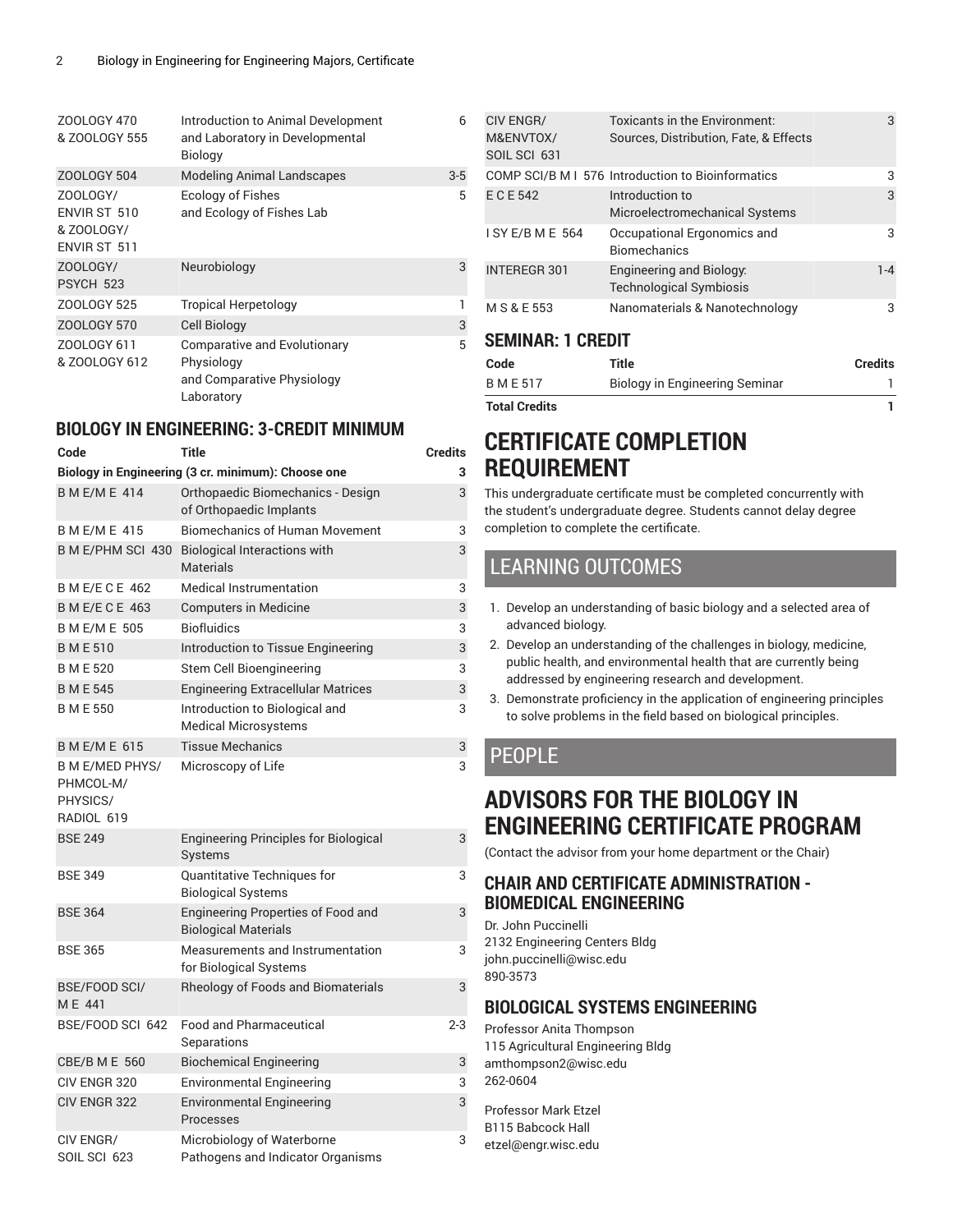| | | |
|---|---|---|
| ZOOLOGY 470 & ZOOLOGY 555 | Introduction to Animal Development and Laboratory in Developmental Biology | 6 |
| ZOOLOGY 504 | Modeling Animal Landscapes | 3-5 |
| ZOOLOGY/ ENVIR ST 510 & ZOOLOGY/ ENVIR ST 511 | Ecology of Fishes and Ecology of Fishes Lab | 5 |
| ZOOLOGY/ PSYCH 523 | Neurobiology | 3 |
| ZOOLOGY 525 | Tropical Herpetology | 1 |
| ZOOLOGY 570 | Cell Biology | 3 |
| ZOOLOGY 611 & ZOOLOGY 612 | Comparative and Evolutionary Physiology and Comparative Physiology Laboratory | 5 |

## BIOLOGY IN ENGINEERING: 3-CREDIT MINIMUM

| Code | Title | Credits |
|---|---|---|
| **Biology in Engineering (3 cr. minimum): Choose one** | | **3** |
| B M E/M E 414 | Orthopaedic Biomechanics - Design of Orthopaedic Implants | 3 |
| B M E/M E 415 | Biomechanics of Human Movement | 3 |
| B M E/PHM SCI 430 | Biological Interactions with Materials | 3 |
| B M E/E C E 462 | Medical Instrumentation | 3 |
| B M E/E C E 463 | Computers in Medicine | 3 |
| B M E/M E 505 | Biofluidics | 3 |
| B M E 510 | Introduction to Tissue Engineering | 3 |
| B M E 520 | Stem Cell Bioengineering | 3 |
| B M E 545 | Engineering Extracellular Matrices | 3 |
| B M E 550 | Introduction to Biological and Medical Microsystems | 3 |
| B M E/M E 615 | Tissue Mechanics | 3 |
| B M E/MED PHYS/ PHMCOL-M/ PHYSICS/ RADIOL 619 | Microscopy of Life | 3 |
| BSE 249 | Engineering Principles for Biological Systems | 3 |
| BSE 349 | Quantitative Techniques for Biological Systems | 3 |
| BSE 364 | Engineering Properties of Food and Biological Materials | 3 |
| BSE 365 | Measurements and Instrumentation for Biological Systems | 3 |
| BSE/FOOD SCI/ M E 441 | Rheology of Foods and Biomaterials | 3 |
| BSE/FOOD SCI 642 | Food and Pharmaceutical Separations | 2-3 |
| CBE/B M E 560 | Biochemical Engineering | 3 |
| CIV ENGR 320 | Environmental Engineering | 3 |
| CIV ENGR 322 | Environmental Engineering Processes | 3 |
| CIV ENGR/ SOIL SCI 623 | Microbiology of Waterborne Pathogens and Indicator Organisms | 3 |
| CIV ENGR/ M&ENVTOX/ SOIL SCI 631 | Toxicants in the Environment: Sources, Distribution, Fate, & Effects | 3 |
| COMP SCI/B M I 576 | Introduction to Bioinformatics | 3 |
| E C E 542 | Introduction to Microelectromechanical Systems | 3 |
| I SY E/B M E 564 | Occupational Ergonomics and Biomechanics | 3 |
| INTEREGR 301 | Engineering and Biology: Technological Symbiosis | 1-4 |
| M S & E 553 | Nanomaterials & Nanotechnology | 3 |

## SEMINAR: 1 CREDIT

| Code | Title | Credits |
|---|---|---|
| B M E 517 | Biology in Engineering Seminar | 1 |
| **Total Credits** | | **1** |

# CERTIFICATE COMPLETION REQUIREMENT

This undergraduate certificate must be completed concurrently with the student's undergraduate degree. Students cannot delay degree completion to complete the certificate.

# LEARNING OUTCOMES

1. Develop an understanding of basic biology and a selected area of advanced biology.
2. Develop an understanding of the challenges in biology, medicine, public health, and environmental health that are currently being addressed by engineering research and development.
3. Demonstrate proficiency in the application of engineering principles to solve problems in the field based on biological principles.

# PEOPLE

# ADVISORS FOR THE BIOLOGY IN ENGINEERING CERTIFICATE PROGRAM

(Contact the advisor from your home department or the Chair)

## CHAIR AND CERTIFICATE ADMINISTRATION - BIOMEDICAL ENGINEERING

Dr. John Puccinelli
2132 Engineering Centers Bldg
john.puccinelli@wisc.edu
890-3573

## BIOLOGICAL SYSTEMS ENGINEERING

Professor Anita Thompson
115 Agricultural Engineering Bldg
amthompson2@wisc.edu
262-0604

Professor Mark Etzel
B115 Babcock Hall
etzel@engr.wisc.edu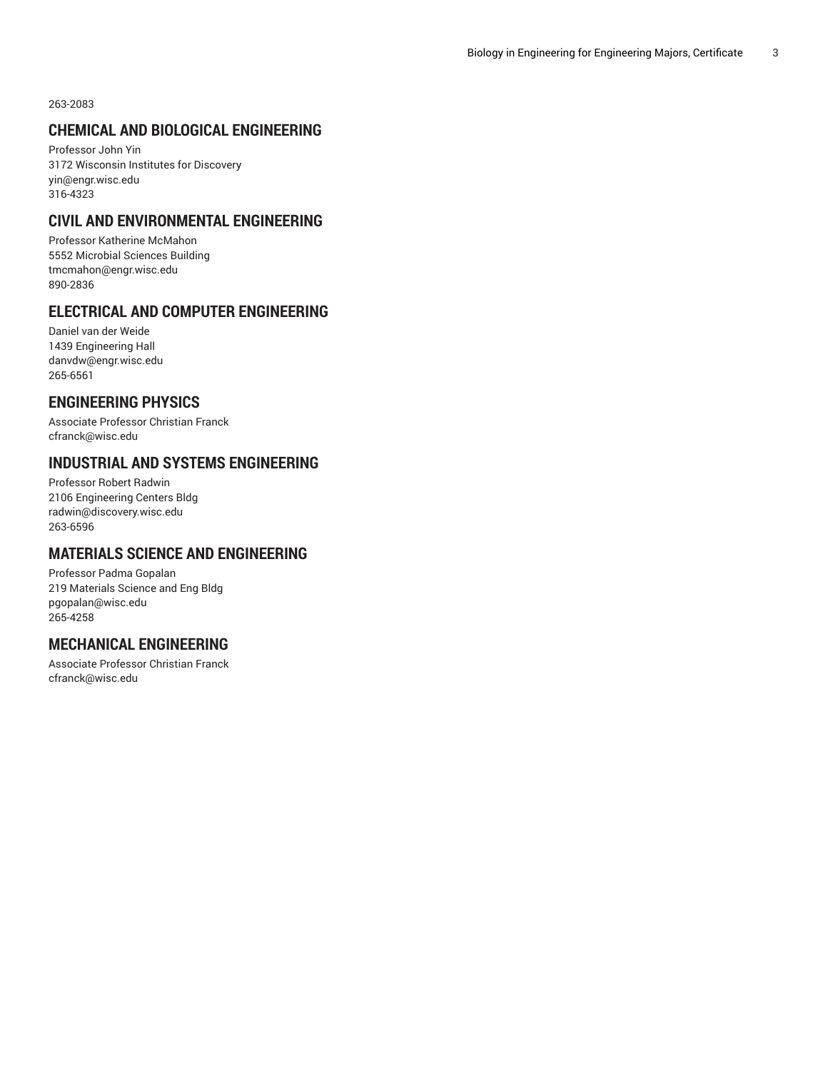263-2083

## CHEMICAL AND BIOLOGICAL ENGINEERING

Professor John Yin
3172 Wisconsin Institutes for Discovery
yin@engr.wisc.edu
316-4323

## CIVIL AND ENVIRONMENTAL ENGINEERING

Professor Katherine McMahon
5552 Microbial Sciences Building
tmcmahon@engr.wisc.edu
890-2836

## ELECTRICAL AND COMPUTER ENGINEERING

Daniel van der Weide
1439 Engineering Hall
danvdw@engr.wisc.edu
265-6561

## ENGINEERING PHYSICS

Associate Professor Christian Franck
cfranck@wisc.edu

## INDUSTRIAL AND SYSTEMS ENGINEERING

Professor Robert Radwin
2106 Engineering Centers Bldg
radwin@discovery.wisc.edu
263-6596

## MATERIALS SCIENCE AND ENGINEERING

Professor Padma Gopalan
219 Materials Science and Eng Bldg
pgopalan@wisc.edu
265-4258

## MECHANICAL ENGINEERING

Associate Professor Christian Franck
cfranck@wisc.edu